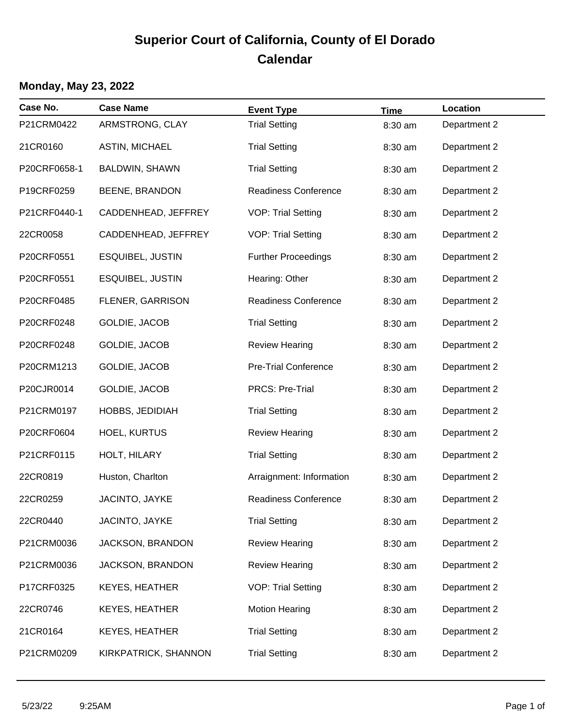# Superior Court of California, County of El Dorado
## Calendar

### Monday, May 23, 2022

| Case No. | Case Name | Event Type | Time | Location |
|---|---|---|---|---|
| P21CRM0422 | ARMSTRONG, CLAY | Trial Setting | 8:30 am | Department 2 |
| 21CR0160 | ASTIN, MICHAEL | Trial Setting | 8:30 am | Department 2 |
| P20CRF0658-1 | BALDWIN, SHAWN | Trial Setting | 8:30 am | Department 2 |
| P19CRF0259 | BEENE, BRANDON | Readiness Conference | 8:30 am | Department 2 |
| P21CRF0440-1 | CADDENHEAD, JEFFREY | VOP: Trial Setting | 8:30 am | Department 2 |
| 22CR0058 | CADDENHEAD, JEFFREY | VOP: Trial Setting | 8:30 am | Department 2 |
| P20CRF0551 | ESQUIBEL, JUSTIN | Further Proceedings | 8:30 am | Department 2 |
| P20CRF0551 | ESQUIBEL, JUSTIN | Hearing: Other | 8:30 am | Department 2 |
| P20CRF0485 | FLENER, GARRISON | Readiness Conference | 8:30 am | Department 2 |
| P20CRF0248 | GOLDIE, JACOB | Trial Setting | 8:30 am | Department 2 |
| P20CRF0248 | GOLDIE, JACOB | Review Hearing | 8:30 am | Department 2 |
| P20CRM1213 | GOLDIE, JACOB | Pre-Trial Conference | 8:30 am | Department 2 |
| P20CJR0014 | GOLDIE, JACOB | PRCS: Pre-Trial | 8:30 am | Department 2 |
| P21CRM0197 | HOBBS, JEDIDIAH | Trial Setting | 8:30 am | Department 2 |
| P20CRF0604 | HOEL, KURTUS | Review Hearing | 8:30 am | Department 2 |
| P21CRF0115 | HOLT, HILARY | Trial Setting | 8:30 am | Department 2 |
| 22CR0819 | Huston, Charlton | Arraignment: Information | 8:30 am | Department 2 |
| 22CR0259 | JACINTO, JAYKE | Readiness Conference | 8:30 am | Department 2 |
| 22CR0440 | JACINTO, JAYKE | Trial Setting | 8:30 am | Department 2 |
| P21CRM0036 | JACKSON, BRANDON | Review Hearing | 8:30 am | Department 2 |
| P21CRM0036 | JACKSON, BRANDON | Review Hearing | 8:30 am | Department 2 |
| P17CRF0325 | KEYES, HEATHER | VOP: Trial Setting | 8:30 am | Department 2 |
| 22CR0746 | KEYES, HEATHER | Motion Hearing | 8:30 am | Department 2 |
| 21CR0164 | KEYES, HEATHER | Trial Setting | 8:30 am | Department 2 |
| P21CRM0209 | KIRKPATRICK, SHANNON | Trial Setting | 8:30 am | Department 2 |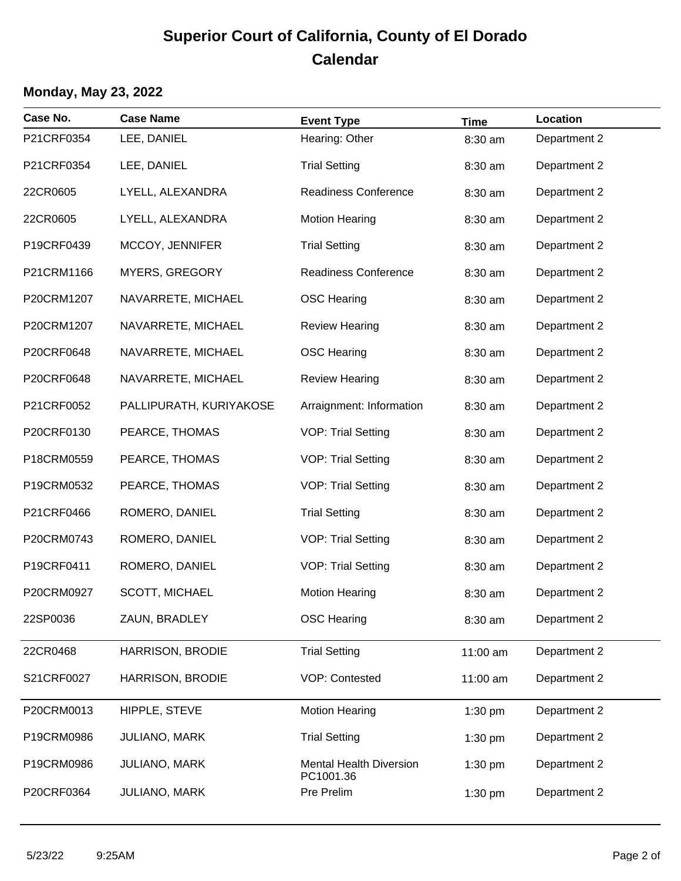# Superior Court of California, County of El Dorado
## Calendar

**Monday, May 23, 2022**

| Case No. | Case Name | Event Type | Time | Location |
|---|---|---|---|---|
| P21CRF0354 | LEE, DANIEL | Hearing: Other | 8:30 am | Department 2 |
| P21CRF0354 | LEE, DANIEL | Trial Setting | 8:30 am | Department 2 |
| 22CR0605 | LYELL, ALEXANDRA | Readiness Conference | 8:30 am | Department 2 |
| 22CR0605 | LYELL, ALEXANDRA | Motion Hearing | 8:30 am | Department 2 |
| P19CRF0439 | MCCOY, JENNIFER | Trial Setting | 8:30 am | Department 2 |
| P21CRM1166 | MYERS, GREGORY | Readiness Conference | 8:30 am | Department 2 |
| P20CRM1207 | NAVARRETE, MICHAEL | OSC Hearing | 8:30 am | Department 2 |
| P20CRM1207 | NAVARRETE, MICHAEL | Review Hearing | 8:30 am | Department 2 |
| P20CRF0648 | NAVARRETE, MICHAEL | OSC Hearing | 8:30 am | Department 2 |
| P20CRF0648 | NAVARRETE, MICHAEL | Review Hearing | 8:30 am | Department 2 |
| P21CRF0052 | PALLIPURATH, KURIYAKOSE | Arraignment: Information | 8:30 am | Department 2 |
| P20CRF0130 | PEARCE, THOMAS | VOP: Trial Setting | 8:30 am | Department 2 |
| P18CRM0559 | PEARCE, THOMAS | VOP: Trial Setting | 8:30 am | Department 2 |
| P19CRM0532 | PEARCE, THOMAS | VOP: Trial Setting | 8:30 am | Department 2 |
| P21CRF0466 | ROMERO, DANIEL | Trial Setting | 8:30 am | Department 2 |
| P20CRM0743 | ROMERO, DANIEL | VOP: Trial Setting | 8:30 am | Department 2 |
| P19CRF0411 | ROMERO, DANIEL | VOP: Trial Setting | 8:30 am | Department 2 |
| P20CRM0927 | SCOTT, MICHAEL | Motion Hearing | 8:30 am | Department 2 |
| 22SP0036 | ZAUN, BRADLEY | OSC Hearing | 8:30 am | Department 2 |
| 22CR0468 | HARRISON, BRODIE | Trial Setting | 11:00 am | Department 2 |
| S21CRF0027 | HARRISON, BRODIE | VOP: Contested | 11:00 am | Department 2 |
| P20CRM0013 | HIPPLE, STEVE | Motion Hearing | 1:30 pm | Department 2 |
| P19CRM0986 | JULIANO, MARK | Trial Setting | 1:30 pm | Department 2 |
| P19CRM0986 | JULIANO, MARK | Mental Health Diversion PC1001.36 | 1:30 pm | Department 2 |
| P20CRF0364 | JULIANO, MARK | Pre Prelim | 1:30 pm | Department 2 |

5/23/22 9:25AM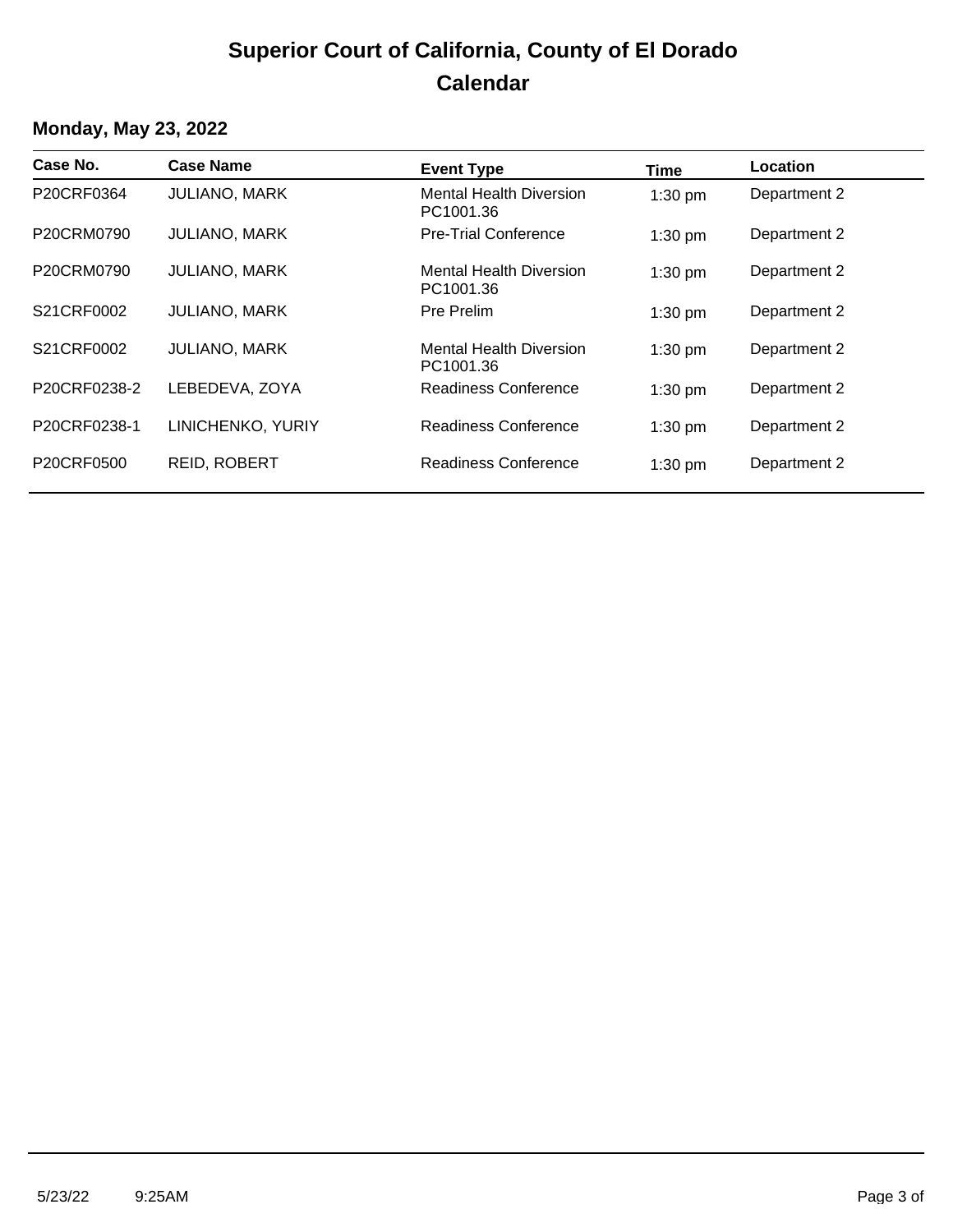# Superior Court of California, County of El Dorado
## Calendar

### Monday, May 23, 2022

| Case No. | Case Name | Event Type | Time | Location |
|---|---|---|---|---|
| P20CRF0364 | JULIANO, MARK | Mental Health Diversion PC1001.36 | 1:30 pm | Department 2 |
| P20CRM0790 | JULIANO, MARK | Pre-Trial Conference | 1:30 pm | Department 2 |
| P20CRM0790 | JULIANO, MARK | Mental Health Diversion PC1001.36 | 1:30 pm | Department 2 |
| S21CRF0002 | JULIANO, MARK | Pre Prelim | 1:30 pm | Department 2 |
| S21CRF0002 | JULIANO, MARK | Mental Health Diversion PC1001.36 | 1:30 pm | Department 2 |
| P20CRF0238-2 | LEBEDEVA, ZOYA | Readiness Conference | 1:30 pm | Department 2 |
| P20CRF0238-1 | LINICHENKO, YURIY | Readiness Conference | 1:30 pm | Department 2 |
| P20CRF0500 | REID, ROBERT | Readiness Conference | 1:30 pm | Department 2 |

5/23/22 9:25AM